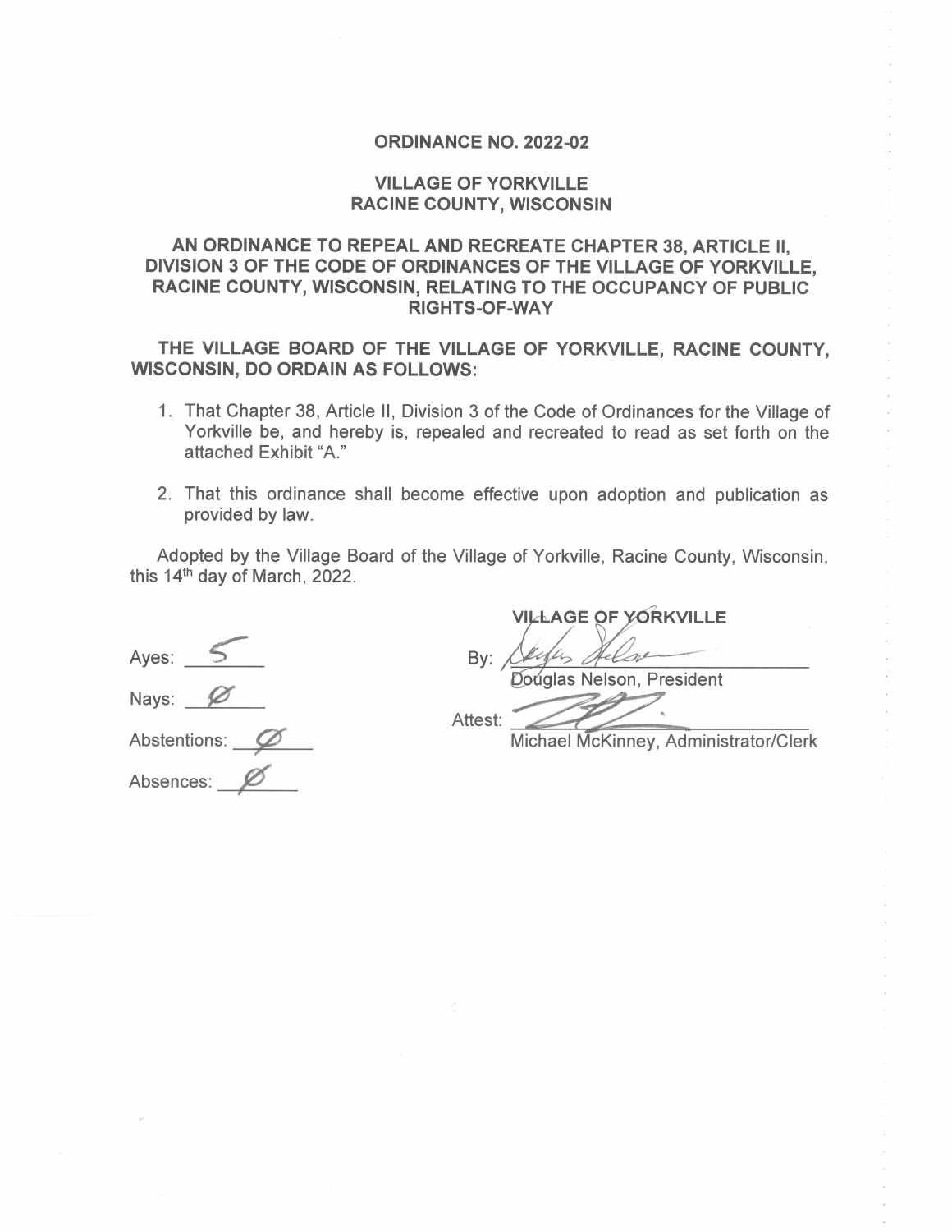# ORDINANCE NO. 2022-02

## VILLAGE OF YORKVILLE
## RACINE COUNTY, WISCONSIN

### AN ORDINANCE TO REPEAL AND RECREATE CHAPTER 38, ARTICLE II, DIVISION 3 OF THE CODE OF ORDINANCES OF THE VILLAGE OF YORKVILLE, RACINE COUNTY, WISCONSIN, RELATING TO THE OCCUPANCY OF PUBLIC RIGHTS-OF-WAY

**THE VILLAGE BOARD OF THE VILLAGE OF YORKVILLE, RACINE COUNTY, WISCONSIN, DO ORDAIN AS FOLLOWS:**

1. That Chapter 38, Article II, Division 3 of the Code of Ordinances for the Village of Yorkville be, and hereby is, repealed and recreated to read as set forth on the attached Exhibit "A."

2. That this ordinance shall become effective upon adoption and publication as provided by law.

Adopted by the Village Board of the Village of Yorkville, Racine County, Wisconsin, this 14th day of March, 2022.

Ayes: 5

Nays: Ø

Abstentions: Ø

Absences: Ø

VILLAGE OF YORKVILLE

By: ______________________
Douglas Nelson, President

Attest: ______________________
Michael McKinney, Administrator/Clerk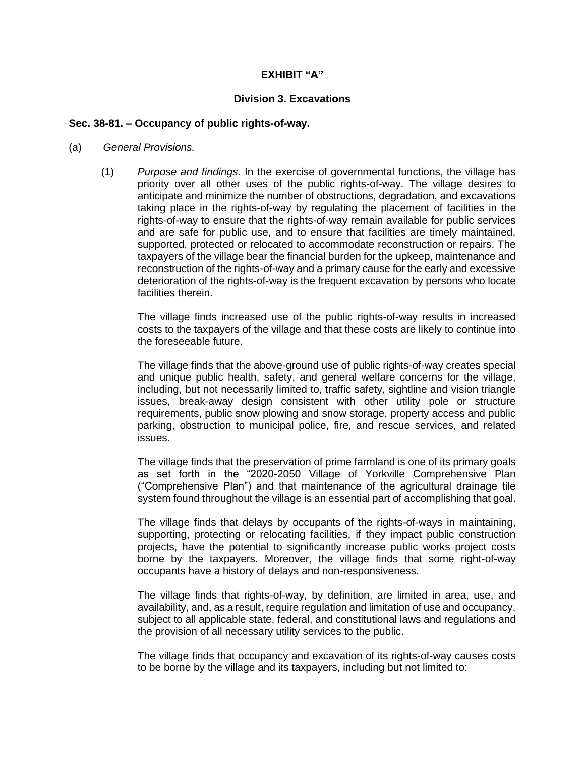**EXHIBIT "A"**

**Division 3. Excavations**

**Sec. 38-81. – Occupancy of public rights-of-way.**

(a) *General Provisions.*

(1) *Purpose and findings.* In the exercise of governmental functions, the village has priority over all other uses of the public rights-of-way. The village desires to anticipate and minimize the number of obstructions, degradation, and excavations taking place in the rights-of-way by regulating the placement of facilities in the rights-of-way to ensure that the rights-of-way remain available for public services and are safe for public use, and to ensure that facilities are timely maintained, supported, protected or relocated to accommodate reconstruction or repairs. The taxpayers of the village bear the financial burden for the upkeep, maintenance and reconstruction of the rights-of-way and a primary cause for the early and excessive deterioration of the rights-of-way is the frequent excavation by persons who locate facilities therein.

The village finds increased use of the public rights-of-way results in increased costs to the taxpayers of the village and that these costs are likely to continue into the foreseeable future.

The village finds that the above-ground use of public rights-of-way creates special and unique public health, safety, and general welfare concerns for the village, including, but not necessarily limited to, traffic safety, sightline and vision triangle issues, break-away design consistent with other utility pole or structure requirements, public snow plowing and snow storage, property access and public parking, obstruction to municipal police, fire, and rescue services, and related issues.

The village finds that the preservation of prime farmland is one of its primary goals as set forth in the "2020-2050 Village of Yorkville Comprehensive Plan ("Comprehensive Plan") and that maintenance of the agricultural drainage tile system found throughout the village is an essential part of accomplishing that goal.

The village finds that delays by occupants of the rights-of-ways in maintaining, supporting, protecting or relocating facilities, if they impact public construction projects, have the potential to significantly increase public works project costs borne by the taxpayers. Moreover, the village finds that some right-of-way occupants have a history of delays and non-responsiveness.

The village finds that rights-of-way, by definition, are limited in area, use, and availability, and, as a result, require regulation and limitation of use and occupancy, subject to all applicable state, federal, and constitutional laws and regulations and the provision of all necessary utility services to the public.

The village finds that occupancy and excavation of its rights-of-way causes costs to be borne by the village and its taxpayers, including but not limited to: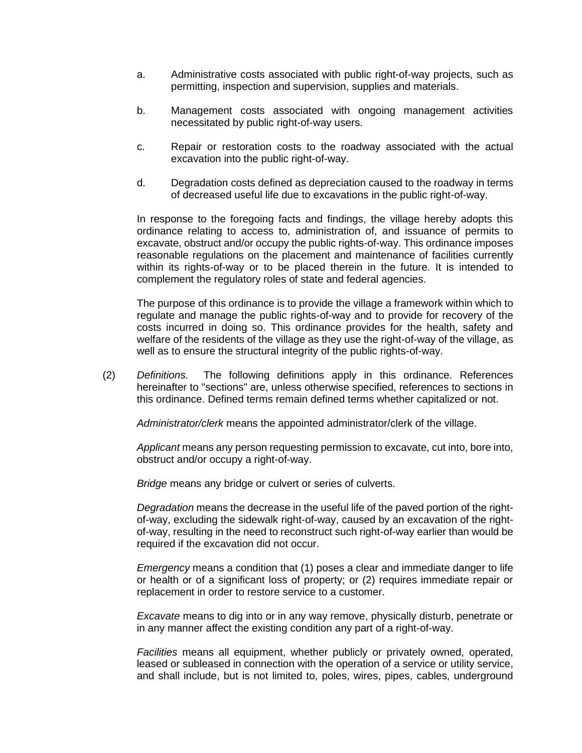a. Administrative costs associated with public right-of-way projects, such as permitting, inspection and supervision, supplies and materials.

b. Management costs associated with ongoing management activities necessitated by public right-of-way users.

c. Repair or restoration costs to the roadway associated with the actual excavation into the public right-of-way.

d. Degradation costs defined as depreciation caused to the roadway in terms of decreased useful life due to excavations in the public right-of-way.

In response to the foregoing facts and findings, the village hereby adopts this ordinance relating to access to, administration of, and issuance of permits to excavate, obstruct and/or occupy the public rights-of-way. This ordinance imposes reasonable regulations on the placement and maintenance of facilities currently within its rights-of-way or to be placed therein in the future. It is intended to complement the regulatory roles of state and federal agencies.

The purpose of this ordinance is to provide the village a framework within which to regulate and manage the public rights-of-way and to provide for recovery of the costs incurred in doing so. This ordinance provides for the health, safety and welfare of the residents of the village as they use the right-of-way of the village, as well as to ensure the structural integrity of the public rights-of-way.

(2) *Definitions.* The following definitions apply in this ordinance. References hereinafter to "sections" are, unless otherwise specified, references to sections in this ordinance. Defined terms remain defined terms whether capitalized or not.

*Administrator/clerk* means the appointed administrator/clerk of the village.

*Applicant* means any person requesting permission to excavate, cut into, bore into, obstruct and/or occupy a right-of-way.

*Bridge* means any bridge or culvert or series of culverts.

*Degradation* means the decrease in the useful life of the paved portion of the right-of-way, excluding the sidewalk right-of-way, caused by an excavation of the right-of-way, resulting in the need to reconstruct such right-of-way earlier than would be required if the excavation did not occur.

*Emergency* means a condition that (1) poses a clear and immediate danger to life or health or of a significant loss of property; or (2) requires immediate repair or replacement in order to restore service to a customer.

*Excavate* means to dig into or in any way remove, physically disturb, penetrate or in any manner affect the existing condition any part of a right-of-way.

*Facilities* means all equipment, whether publicly or privately owned, operated, leased or subleased in connection with the operation of a service or utility service, and shall include, but is not limited to, poles, wires, pipes, cables, underground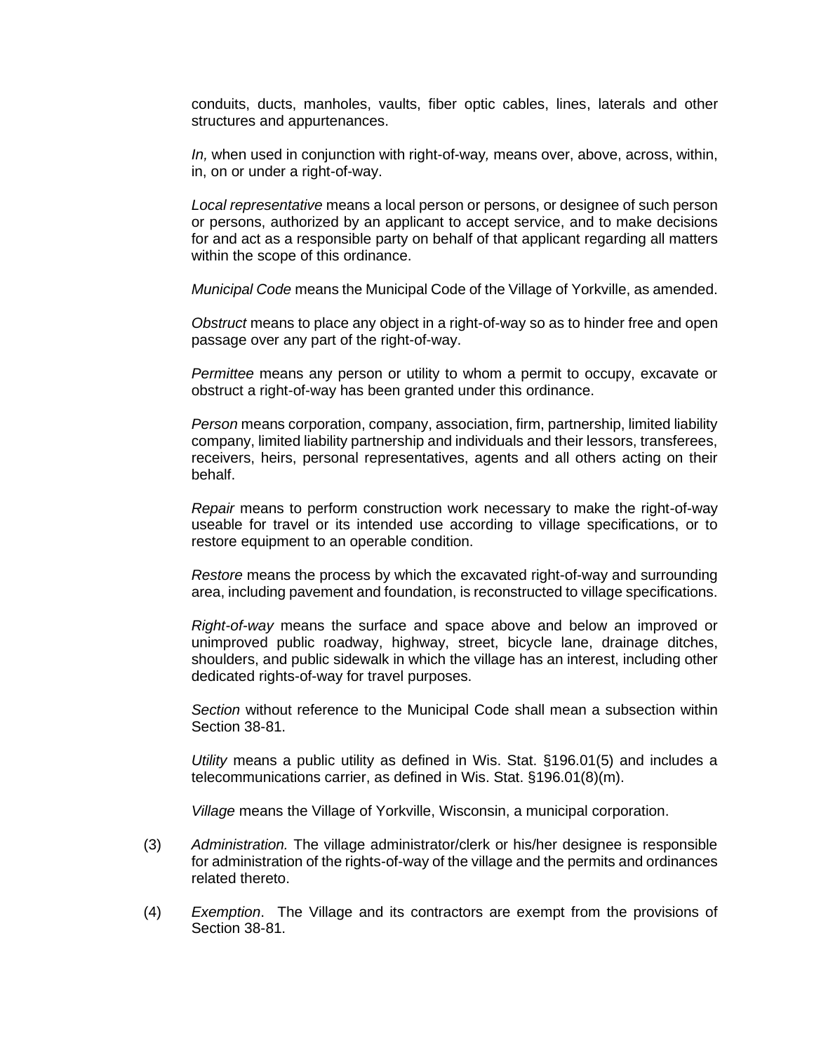conduits, ducts, manholes, vaults, fiber optic cables, lines, laterals and other structures and appurtenances.

*In,* when used in conjunction with right-of-way*,* means over, above, across, within, in, on or under a right-of-way.

*Local representative* means a local person or persons, or designee of such person or persons, authorized by an applicant to accept service, and to make decisions for and act as a responsible party on behalf of that applicant regarding all matters within the scope of this ordinance.

*Municipal Code* means the Municipal Code of the Village of Yorkville, as amended.

*Obstruct* means to place any object in a right-of-way so as to hinder free and open passage over any part of the right-of-way.

*Permittee* means any person or utility to whom a permit to occupy, excavate or obstruct a right-of-way has been granted under this ordinance.

*Person* means corporation, company, association, firm, partnership, limited liability company, limited liability partnership and individuals and their lessors, transferees, receivers, heirs, personal representatives, agents and all others acting on their behalf.

*Repair* means to perform construction work necessary to make the right-of-way useable for travel or its intended use according to village specifications, or to restore equipment to an operable condition.

*Restore* means the process by which the excavated right-of-way and surrounding area, including pavement and foundation, is reconstructed to village specifications.

*Right-of-way* means the surface and space above and below an improved or unimproved public roadway, highway, street, bicycle lane, drainage ditches, shoulders, and public sidewalk in which the village has an interest, including other dedicated rights-of-way for travel purposes.

*Section* without reference to the Municipal Code shall mean a subsection within Section 38-81.

*Utility* means a public utility as defined in Wis. Stat. §196.01(5) and includes a telecommunications carrier, as defined in Wis. Stat. §196.01(8)(m).

*Village* means the Village of Yorkville, Wisconsin, a municipal corporation.

(3) *Administration.* The village administrator/clerk or his/her designee is responsible for administration of the rights-of-way of the village and the permits and ordinances related thereto.

(4) *Exemption*. The Village and its contractors are exempt from the provisions of Section 38-81.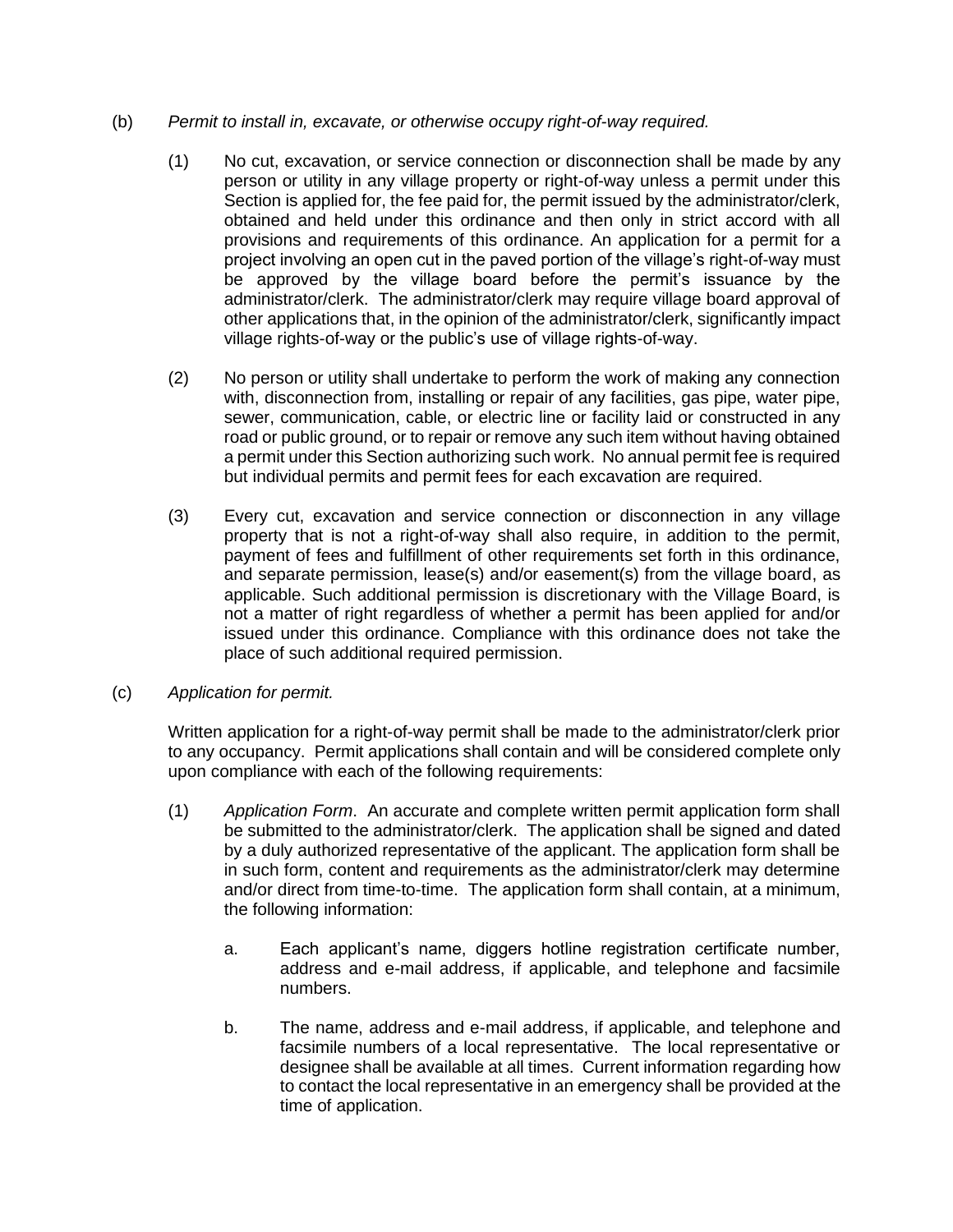(b) *Permit to install in, excavate, or otherwise occupy right-of-way required.*

(1) No cut, excavation, or service connection or disconnection shall be made by any person or utility in any village property or right-of-way unless a permit under this Section is applied for, the fee paid for, the permit issued by the administrator/clerk, obtained and held under this ordinance and then only in strict accord with all provisions and requirements of this ordinance. An application for a permit for a project involving an open cut in the paved portion of the village's right-of-way must be approved by the village board before the permit's issuance by the administrator/clerk. The administrator/clerk may require village board approval of other applications that, in the opinion of the administrator/clerk, significantly impact village rights-of-way or the public's use of village rights-of-way.

(2) No person or utility shall undertake to perform the work of making any connection with, disconnection from, installing or repair of any facilities, gas pipe, water pipe, sewer, communication, cable, or electric line or facility laid or constructed in any road or public ground, or to repair or remove any such item without having obtained a permit under this Section authorizing such work. No annual permit fee is required but individual permits and permit fees for each excavation are required.

(3) Every cut, excavation and service connection or disconnection in any village property that is not a right-of-way shall also require, in addition to the permit, payment of fees and fulfillment of other requirements set forth in this ordinance, and separate permission, lease(s) and/or easement(s) from the village board, as applicable. Such additional permission is discretionary with the Village Board, is not a matter of right regardless of whether a permit has been applied for and/or issued under this ordinance. Compliance with this ordinance does not take the place of such additional required permission.

(c) *Application for permit.*

Written application for a right-of-way permit shall be made to the administrator/clerk prior to any occupancy. Permit applications shall contain and will be considered complete only upon compliance with each of the following requirements:

(1) *Application Form*. An accurate and complete written permit application form shall be submitted to the administrator/clerk. The application shall be signed and dated by a duly authorized representative of the applicant. The application form shall be in such form, content and requirements as the administrator/clerk may determine and/or direct from time-to-time. The application form shall contain, at a minimum, the following information:

a. Each applicant's name, diggers hotline registration certificate number, address and e-mail address, if applicable, and telephone and facsimile numbers.

b. The name, address and e-mail address, if applicable, and telephone and facsimile numbers of a local representative. The local representative or designee shall be available at all times. Current information regarding how to contact the local representative in an emergency shall be provided at the time of application.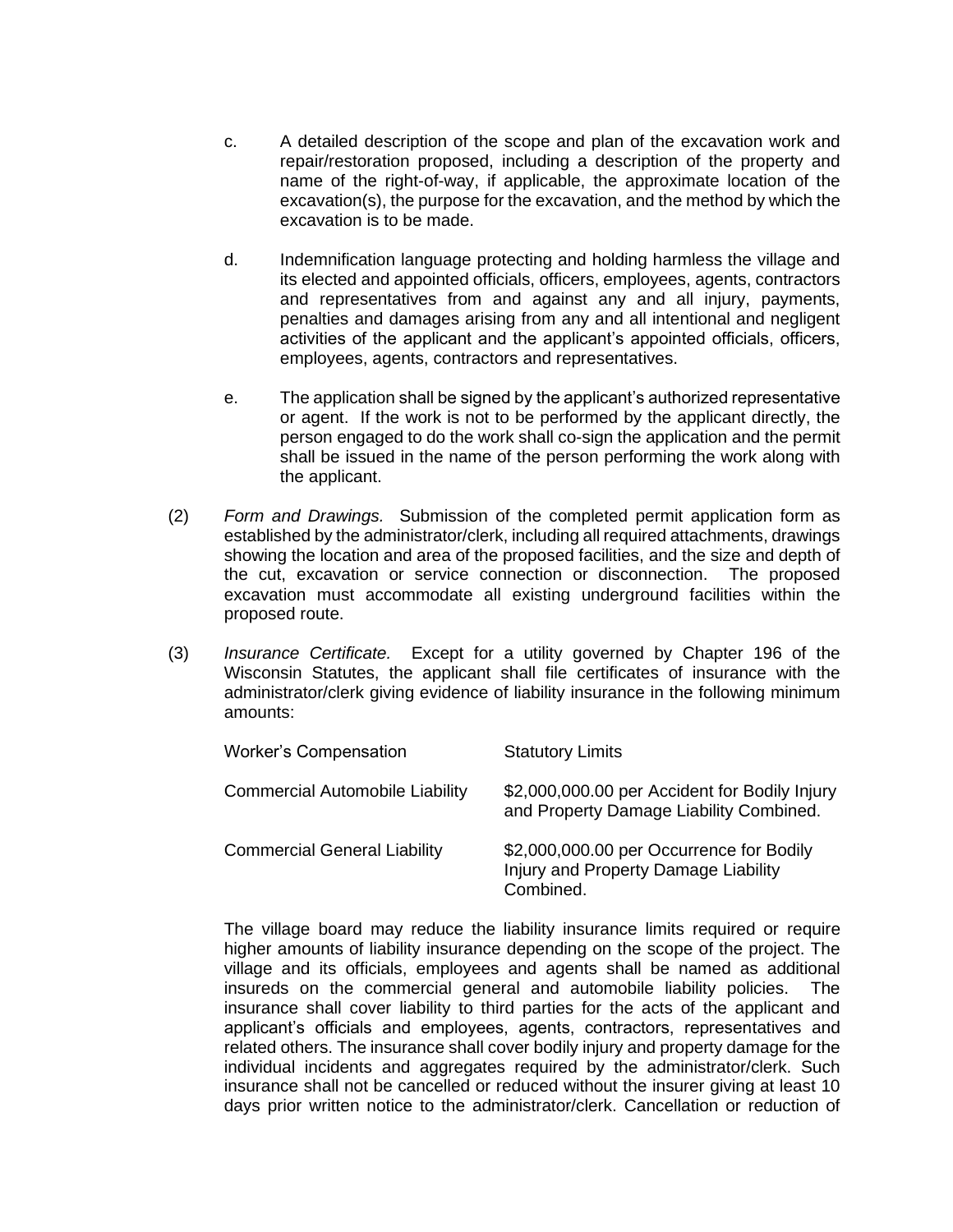c. A detailed description of the scope and plan of the excavation work and repair/restoration proposed, including a description of the property and name of the right-of-way, if applicable, the approximate location of the excavation(s), the purpose for the excavation, and the method by which the excavation is to be made.

d. Indemnification language protecting and holding harmless the village and its elected and appointed officials, officers, employees, agents, contractors and representatives from and against any and all injury, payments, penalties and damages arising from any and all intentional and negligent activities of the applicant and the applicant's appointed officials, officers, employees, agents, contractors and representatives.

e. The application shall be signed by the applicant's authorized representative or agent. If the work is not to be performed by the applicant directly, the person engaged to do the work shall co-sign the application and the permit shall be issued in the name of the person performing the work along with the applicant.

(2) *Form and Drawings.* Submission of the completed permit application form as established by the administrator/clerk, including all required attachments, drawings showing the location and area of the proposed facilities, and the size and depth of the cut, excavation or service connection or disconnection. The proposed excavation must accommodate all existing underground facilities within the proposed route.

(3) *Insurance Certificate.* Except for a utility governed by Chapter 196 of the Wisconsin Statutes, the applicant shall file certificates of insurance with the administrator/clerk giving evidence of liability insurance in the following minimum amounts:

| | |
|---|---|
| Worker's Compensation | Statutory Limits |
| Commercial Automobile Liability | $2,000,000.00 per Accident for Bodily Injury and Property Damage Liability Combined. |
| Commercial General Liability | $2,000,000.00 per Occurrence for Bodily Injury and Property Damage Liability Combined. |

The village board may reduce the liability insurance limits required or require higher amounts of liability insurance depending on the scope of the project. The village and its officials, employees and agents shall be named as additional insureds on the commercial general and automobile liability policies. The insurance shall cover liability to third parties for the acts of the applicant and applicant's officials and employees, agents, contractors, representatives and related others. The insurance shall cover bodily injury and property damage for the individual incidents and aggregates required by the administrator/clerk. Such insurance shall not be cancelled or reduced without the insurer giving at least 10 days prior written notice to the administrator/clerk. Cancellation or reduction of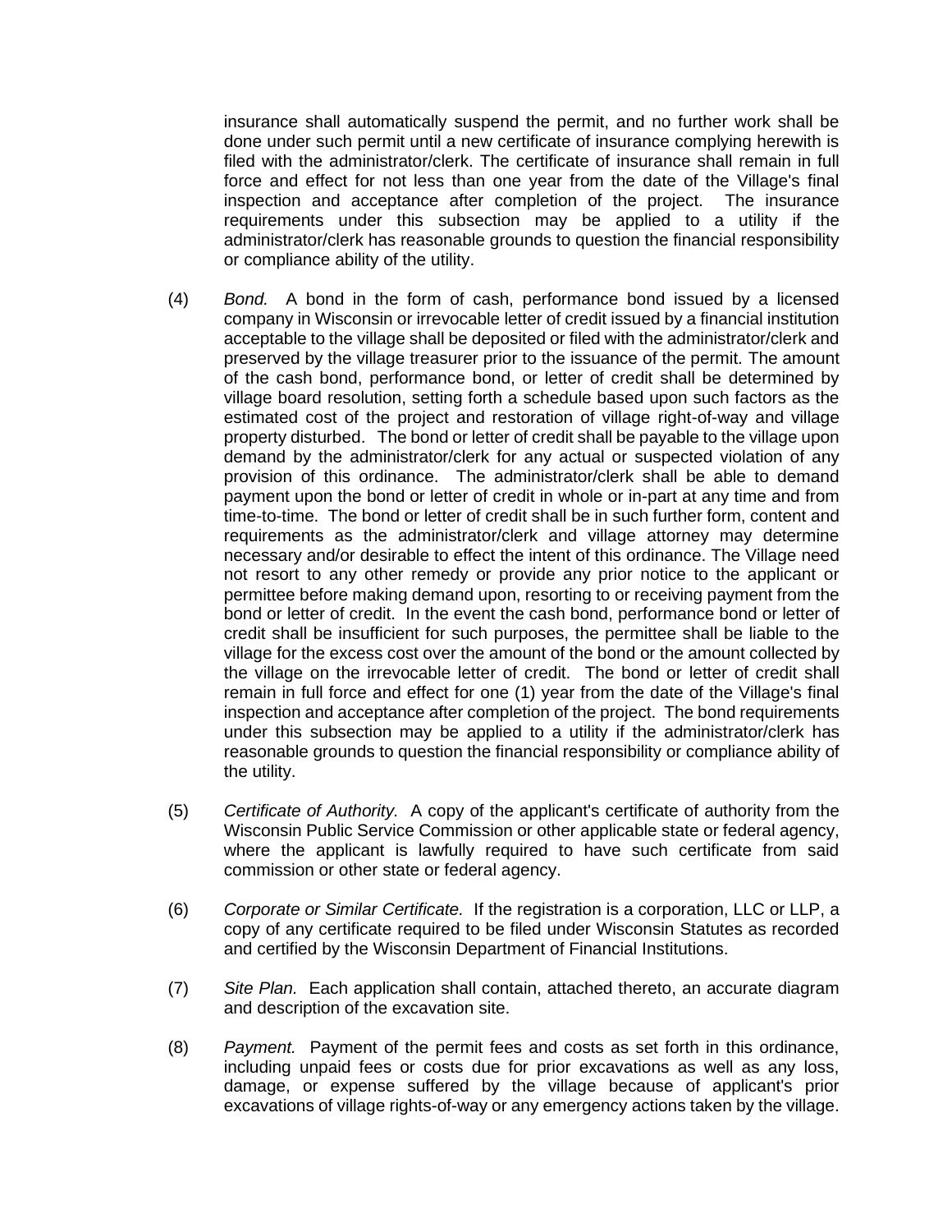insurance shall automatically suspend the permit, and no further work shall be done under such permit until a new certificate of insurance complying herewith is filed with the administrator/clerk. The certificate of insurance shall remain in full force and effect for not less than one year from the date of the Village's final inspection and acceptance after completion of the project. The insurance requirements under this subsection may be applied to a utility if the administrator/clerk has reasonable grounds to question the financial responsibility or compliance ability of the utility.

(4) *Bond.* A bond in the form of cash, performance bond issued by a licensed company in Wisconsin or irrevocable letter of credit issued by a financial institution acceptable to the village shall be deposited or filed with the administrator/clerk and preserved by the village treasurer prior to the issuance of the permit. The amount of the cash bond, performance bond, or letter of credit shall be determined by village board resolution, setting forth a schedule based upon such factors as the estimated cost of the project and restoration of village right-of-way and village property disturbed. The bond or letter of credit shall be payable to the village upon demand by the administrator/clerk for any actual or suspected violation of any provision of this ordinance. The administrator/clerk shall be able to demand payment upon the bond or letter of credit in whole or in-part at any time and from time-to-time. The bond or letter of credit shall be in such further form, content and requirements as the administrator/clerk and village attorney may determine necessary and/or desirable to effect the intent of this ordinance. The Village need not resort to any other remedy or provide any prior notice to the applicant or permittee before making demand upon, resorting to or receiving payment from the bond or letter of credit. In the event the cash bond, performance bond or letter of credit shall be insufficient for such purposes, the permittee shall be liable to the village for the excess cost over the amount of the bond or the amount collected by the village on the irrevocable letter of credit. The bond or letter of credit shall remain in full force and effect for one (1) year from the date of the Village's final inspection and acceptance after completion of the project. The bond requirements under this subsection may be applied to a utility if the administrator/clerk has reasonable grounds to question the financial responsibility or compliance ability of the utility.

(5) *Certificate of Authority.* A copy of the applicant's certificate of authority from the Wisconsin Public Service Commission or other applicable state or federal agency, where the applicant is lawfully required to have such certificate from said commission or other state or federal agency.

(6) *Corporate or Similar Certificate.* If the registration is a corporation, LLC or LLP, a copy of any certificate required to be filed under Wisconsin Statutes as recorded and certified by the Wisconsin Department of Financial Institutions.

(7) *Site Plan.* Each application shall contain, attached thereto, an accurate diagram and description of the excavation site.

(8) *Payment.* Payment of the permit fees and costs as set forth in this ordinance, including unpaid fees or costs due for prior excavations as well as any loss, damage, or expense suffered by the village because of applicant's prior excavations of village rights-of-way or any emergency actions taken by the village.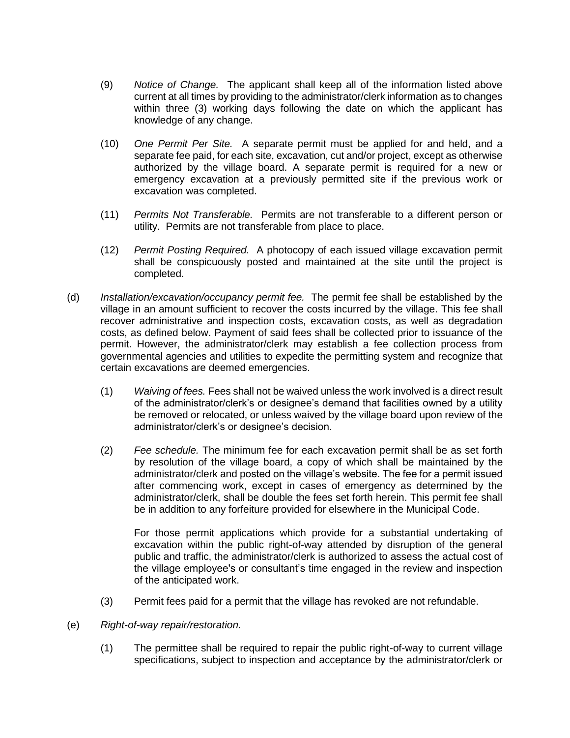(9) *Notice of Change.* The applicant shall keep all of the information listed above current at all times by providing to the administrator/clerk information as to changes within three (3) working days following the date on which the applicant has knowledge of any change.

(10) *One Permit Per Site.* A separate permit must be applied for and held, and a separate fee paid, for each site, excavation, cut and/or project, except as otherwise authorized by the village board. A separate permit is required for a new or emergency excavation at a previously permitted site if the previous work or excavation was completed.

(11) *Permits Not Transferable.* Permits are not transferable to a different person or utility. Permits are not transferable from place to place.

(12) *Permit Posting Required.* A photocopy of each issued village excavation permit shall be conspicuously posted and maintained at the site until the project is completed.

(d) *Installation/excavation/occupancy permit fee.* The permit fee shall be established by the village in an amount sufficient to recover the costs incurred by the village. This fee shall recover administrative and inspection costs, excavation costs, as well as degradation costs, as defined below. Payment of said fees shall be collected prior to issuance of the permit. However, the administrator/clerk may establish a fee collection process from governmental agencies and utilities to expedite the permitting system and recognize that certain excavations are deemed emergencies.

(1) *Waiving of fees.* Fees shall not be waived unless the work involved is a direct result of the administrator/clerk's or designee's demand that facilities owned by a utility be removed or relocated, or unless waived by the village board upon review of the administrator/clerk's or designee's decision.

(2) *Fee schedule.* The minimum fee for each excavation permit shall be as set forth by resolution of the village board, a copy of which shall be maintained by the administrator/clerk and posted on the village's website. The fee for a permit issued after commencing work, except in cases of emergency as determined by the administrator/clerk, shall be double the fees set forth herein. This permit fee shall be in addition to any forfeiture provided for elsewhere in the Municipal Code.

For those permit applications which provide for a substantial undertaking of excavation within the public right-of-way attended by disruption of the general public and traffic, the administrator/clerk is authorized to assess the actual cost of the village employee's or consultant's time engaged in the review and inspection of the anticipated work.

(3) Permit fees paid for a permit that the village has revoked are not refundable.

(e) *Right-of-way repair/restoration.*

(1) The permittee shall be required to repair the public right-of-way to current village specifications, subject to inspection and acceptance by the administrator/clerk or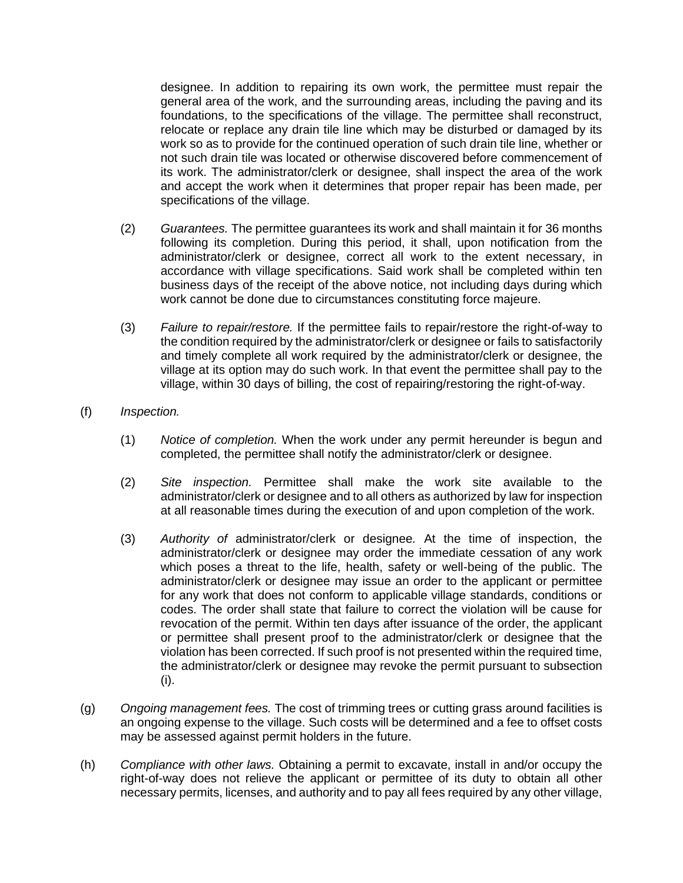designee. In addition to repairing its own work, the permittee must repair the general area of the work, and the surrounding areas, including the paving and its foundations, to the specifications of the village. The permittee shall reconstruct, relocate or replace any drain tile line which may be disturbed or damaged by its work so as to provide for the continued operation of such drain tile line, whether or not such drain tile was located or otherwise discovered before commencement of its work. The administrator/clerk or designee, shall inspect the area of the work and accept the work when it determines that proper repair has been made, per specifications of the village.

(2) *Guarantees.* The permittee guarantees its work and shall maintain it for 36 months following its completion. During this period, it shall, upon notification from the administrator/clerk or designee, correct all work to the extent necessary, in accordance with village specifications. Said work shall be completed within ten business days of the receipt of the above notice, not including days during which work cannot be done due to circumstances constituting force majeure.

(3) *Failure to repair/restore.* If the permittee fails to repair/restore the right-of-way to the condition required by the administrator/clerk or designee or fails to satisfactorily and timely complete all work required by the administrator/clerk or designee, the village at its option may do such work. In that event the permittee shall pay to the village, within 30 days of billing, the cost of repairing/restoring the right-of-way.

(f) *Inspection.*

(1) *Notice of completion.* When the work under any permit hereunder is begun and completed, the permittee shall notify the administrator/clerk or designee.

(2) *Site inspection.* Permittee shall make the work site available to the administrator/clerk or designee and to all others as authorized by law for inspection at all reasonable times during the execution of and upon completion of the work.

(3) *Authority of* administrator/clerk or designee*.* At the time of inspection, the administrator/clerk or designee may order the immediate cessation of any work which poses a threat to the life, health, safety or well-being of the public. The administrator/clerk or designee may issue an order to the applicant or permittee for any work that does not conform to applicable village standards, conditions or codes. The order shall state that failure to correct the violation will be cause for revocation of the permit. Within ten days after issuance of the order, the applicant or permittee shall present proof to the administrator/clerk or designee that the violation has been corrected. If such proof is not presented within the required time, the administrator/clerk or designee may revoke the permit pursuant to subsection (i).

(g) *Ongoing management fees.* The cost of trimming trees or cutting grass around facilities is an ongoing expense to the village. Such costs will be determined and a fee to offset costs may be assessed against permit holders in the future.

(h) *Compliance with other laws.* Obtaining a permit to excavate, install in and/or occupy the right-of-way does not relieve the applicant or permittee of its duty to obtain all other necessary permits, licenses, and authority and to pay all fees required by any other village,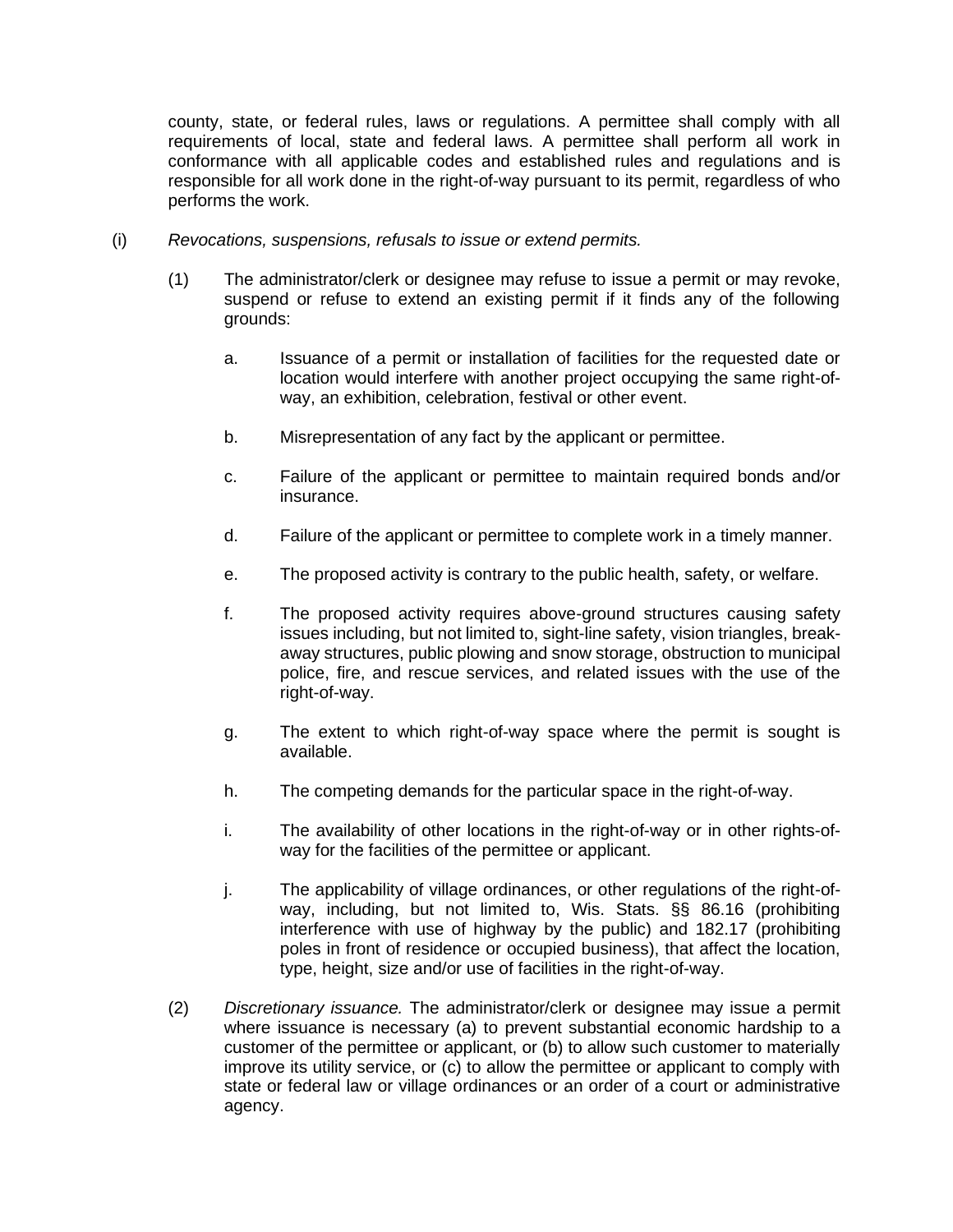county, state, or federal rules, laws or regulations. A permittee shall comply with all requirements of local, state and federal laws. A permittee shall perform all work in conformance with all applicable codes and established rules and regulations and is responsible for all work done in the right-of-way pursuant to its permit, regardless of who performs the work.

(i) *Revocations, suspensions, refusals to issue or extend permits.*

(1) The administrator/clerk or designee may refuse to issue a permit or may revoke, suspend or refuse to extend an existing permit if it finds any of the following grounds:

a. Issuance of a permit or installation of facilities for the requested date or location would interfere with another project occupying the same right-of-way, an exhibition, celebration, festival or other event.

b. Misrepresentation of any fact by the applicant or permittee.

c. Failure of the applicant or permittee to maintain required bonds and/or insurance.

d. Failure of the applicant or permittee to complete work in a timely manner.

e. The proposed activity is contrary to the public health, safety, or welfare.

f. The proposed activity requires above-ground structures causing safety issues including, but not limited to, sight-line safety, vision triangles, break-away structures, public plowing and snow storage, obstruction to municipal police, fire, and rescue services, and related issues with the use of the right-of-way.

g. The extent to which right-of-way space where the permit is sought is available.

h. The competing demands for the particular space in the right-of-way.

i. The availability of other locations in the right-of-way or in other rights-of-way for the facilities of the permittee or applicant.

j. The applicability of village ordinances, or other regulations of the right-of-way, including, but not limited to, Wis. Stats. §§ 86.16 (prohibiting interference with use of highway by the public) and 182.17 (prohibiting poles in front of residence or occupied business), that affect the location, type, height, size and/or use of facilities in the right-of-way.

(2) *Discretionary issuance.* The administrator/clerk or designee may issue a permit where issuance is necessary (a) to prevent substantial economic hardship to a customer of the permittee or applicant, or (b) to allow such customer to materially improve its utility service, or (c) to allow the permittee or applicant to comply with state or federal law or village ordinances or an order of a court or administrative agency.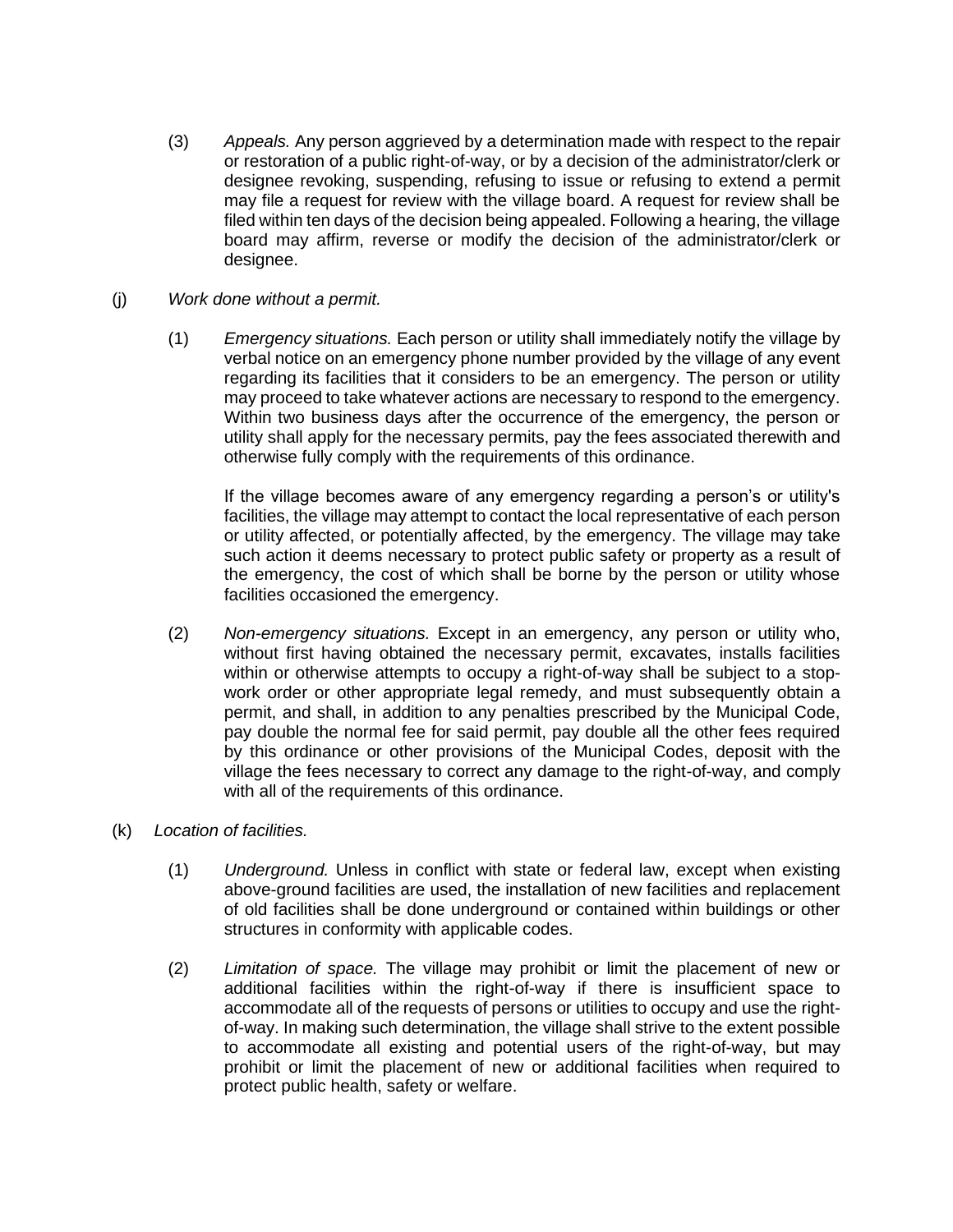(3) *Appeals.* Any person aggrieved by a determination made with respect to the repair or restoration of a public right-of-way, or by a decision of the administrator/clerk or designee revoking, suspending, refusing to issue or refusing to extend a permit may file a request for review with the village board. A request for review shall be filed within ten days of the decision being appealed. Following a hearing, the village board may affirm, reverse or modify the decision of the administrator/clerk or designee.

(j) *Work done without a permit.*

(1) *Emergency situations.* Each person or utility shall immediately notify the village by verbal notice on an emergency phone number provided by the village of any event regarding its facilities that it considers to be an emergency. The person or utility may proceed to take whatever actions are necessary to respond to the emergency. Within two business days after the occurrence of the emergency, the person or utility shall apply for the necessary permits, pay the fees associated therewith and otherwise fully comply with the requirements of this ordinance.

If the village becomes aware of any emergency regarding a person's or utility's facilities, the village may attempt to contact the local representative of each person or utility affected, or potentially affected, by the emergency. The village may take such action it deems necessary to protect public safety or property as a result of the emergency, the cost of which shall be borne by the person or utility whose facilities occasioned the emergency.

(2) *Non-emergency situations.* Except in an emergency, any person or utility who, without first having obtained the necessary permit, excavates, installs facilities within or otherwise attempts to occupy a right-of-way shall be subject to a stop-work order or other appropriate legal remedy, and must subsequently obtain a permit, and shall, in addition to any penalties prescribed by the Municipal Code, pay double the normal fee for said permit, pay double all the other fees required by this ordinance or other provisions of the Municipal Codes, deposit with the village the fees necessary to correct any damage to the right-of-way, and comply with all of the requirements of this ordinance.

(k) *Location of facilities.*

(1) *Underground.* Unless in conflict with state or federal law, except when existing above-ground facilities are used, the installation of new facilities and replacement of old facilities shall be done underground or contained within buildings or other structures in conformity with applicable codes.

(2) *Limitation of space.* The village may prohibit or limit the placement of new or additional facilities within the right-of-way if there is insufficient space to accommodate all of the requests of persons or utilities to occupy and use the right-of-way. In making such determination, the village shall strive to the extent possible to accommodate all existing and potential users of the right-of-way, but may prohibit or limit the placement of new or additional facilities when required to protect public health, safety or welfare.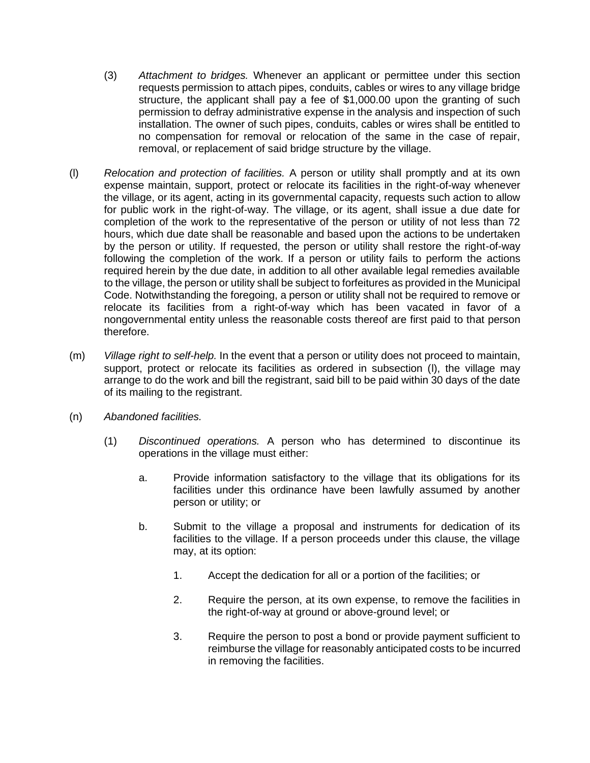(3) *Attachment to bridges.* Whenever an applicant or permittee under this section requests permission to attach pipes, conduits, cables or wires to any village bridge structure, the applicant shall pay a fee of $1,000.00 upon the granting of such permission to defray administrative expense in the analysis and inspection of such installation. The owner of such pipes, conduits, cables or wires shall be entitled to no compensation for removal or relocation of the same in the case of repair, removal, or replacement of said bridge structure by the village.

(l) *Relocation and protection of facilities.* A person or utility shall promptly and at its own expense maintain, support, protect or relocate its facilities in the right-of-way whenever the village, or its agent, acting in its governmental capacity, requests such action to allow for public work in the right-of-way. The village, or its agent, shall issue a due date for completion of the work to the representative of the person or utility of not less than 72 hours, which due date shall be reasonable and based upon the actions to be undertaken by the person or utility. If requested, the person or utility shall restore the right-of-way following the completion of the work. If a person or utility fails to perform the actions required herein by the due date, in addition to all other available legal remedies available to the village, the person or utility shall be subject to forfeitures as provided in the Municipal Code. Notwithstanding the foregoing, a person or utility shall not be required to remove or relocate its facilities from a right-of-way which has been vacated in favor of a nongovernmental entity unless the reasonable costs thereof are first paid to that person therefore.

(m) *Village right to self-help.* In the event that a person or utility does not proceed to maintain, support, protect or relocate its facilities as ordered in subsection (l), the village may arrange to do the work and bill the registrant, said bill to be paid within 30 days of the date of its mailing to the registrant.

(n) *Abandoned facilities.*

(1) *Discontinued operations.* A person who has determined to discontinue its operations in the village must either:

a. Provide information satisfactory to the village that its obligations for its facilities under this ordinance have been lawfully assumed by another person or utility; or

b. Submit to the village a proposal and instruments for dedication of its facilities to the village. If a person proceeds under this clause, the village may, at its option:

1. Accept the dedication for all or a portion of the facilities; or

2. Require the person, at its own expense, to remove the facilities in the right-of-way at ground or above-ground level; or

3. Require the person to post a bond or provide payment sufficient to reimburse the village for reasonably anticipated costs to be incurred in removing the facilities.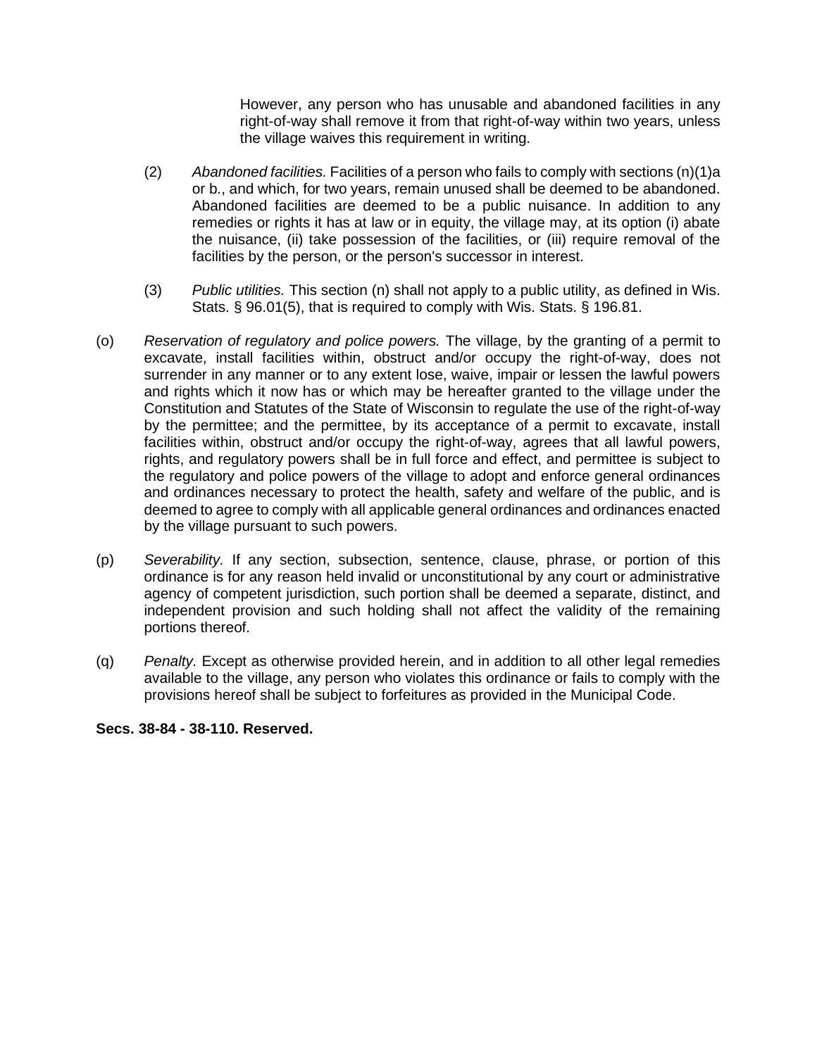However, any person who has unusable and abandoned facilities in any right-of-way shall remove it from that right-of-way within two years, unless the village waives this requirement in writing.

(2) *Abandoned facilities.* Facilities of a person who fails to comply with sections (n)(1)a or b., and which, for two years, remain unused shall be deemed to be abandoned. Abandoned facilities are deemed to be a public nuisance. In addition to any remedies or rights it has at law or in equity, the village may, at its option (i) abate the nuisance, (ii) take possession of the facilities, or (iii) require removal of the facilities by the person, or the person's successor in interest.

(3) *Public utilities.* This section (n) shall not apply to a public utility, as defined in Wis. Stats. § 96.01(5), that is required to comply with Wis. Stats. § 196.81.

(o) *Reservation of regulatory and police powers.* The village, by the granting of a permit to excavate, install facilities within, obstruct and/or occupy the right-of-way, does not surrender in any manner or to any extent lose, waive, impair or lessen the lawful powers and rights which it now has or which may be hereafter granted to the village under the Constitution and Statutes of the State of Wisconsin to regulate the use of the right-of-way by the permittee; and the permittee, by its acceptance of a permit to excavate, install facilities within, obstruct and/or occupy the right-of-way, agrees that all lawful powers, rights, and regulatory powers shall be in full force and effect, and permittee is subject to the regulatory and police powers of the village to adopt and enforce general ordinances and ordinances necessary to protect the health, safety and welfare of the public, and is deemed to agree to comply with all applicable general ordinances and ordinances enacted by the village pursuant to such powers.

(p) *Severability.* If any section, subsection, sentence, clause, phrase, or portion of this ordinance is for any reason held invalid or unconstitutional by any court or administrative agency of competent jurisdiction, such portion shall be deemed a separate, distinct, and independent provision and such holding shall not affect the validity of the remaining portions thereof.

(q) *Penalty.* Except as otherwise provided herein, and in addition to all other legal remedies available to the village, any person who violates this ordinance or fails to comply with the provisions hereof shall be subject to forfeitures as provided in the Municipal Code.

**Secs. 38-84 - 38-110. Reserved.**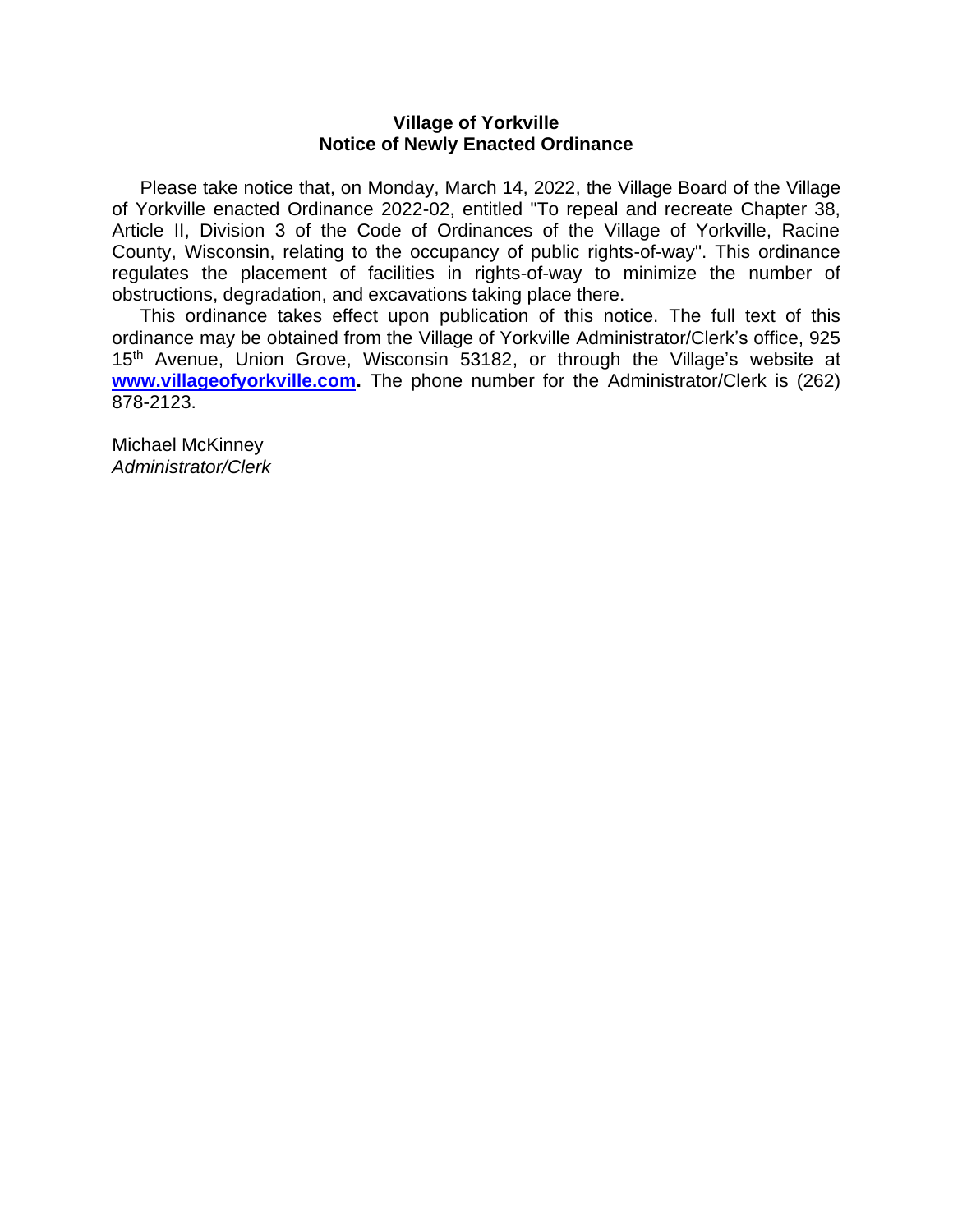**Village of Yorkville**
**Notice of Newly Enacted Ordinance**

Please take notice that, on Monday, March 14, 2022, the Village Board of the Village of Yorkville enacted Ordinance 2022-02, entitled "To repeal and recreate Chapter 38, Article II, Division 3 of the Code of Ordinances of the Village of Yorkville, Racine County, Wisconsin, relating to the occupancy of public rights-of-way". This ordinance regulates the placement of facilities in rights-of-way to minimize the number of obstructions, degradation, and excavations taking place there.

This ordinance takes effect upon publication of this notice. The full text of this ordinance may be obtained from the Village of Yorkville Administrator/Clerk's office, 925 15th Avenue, Union Grove, Wisconsin 53182, or through the Village's website at **www.villageofyorkville.com.** The phone number for the Administrator/Clerk is (262) 878-2123.

Michael McKinney
*Administrator/Clerk*